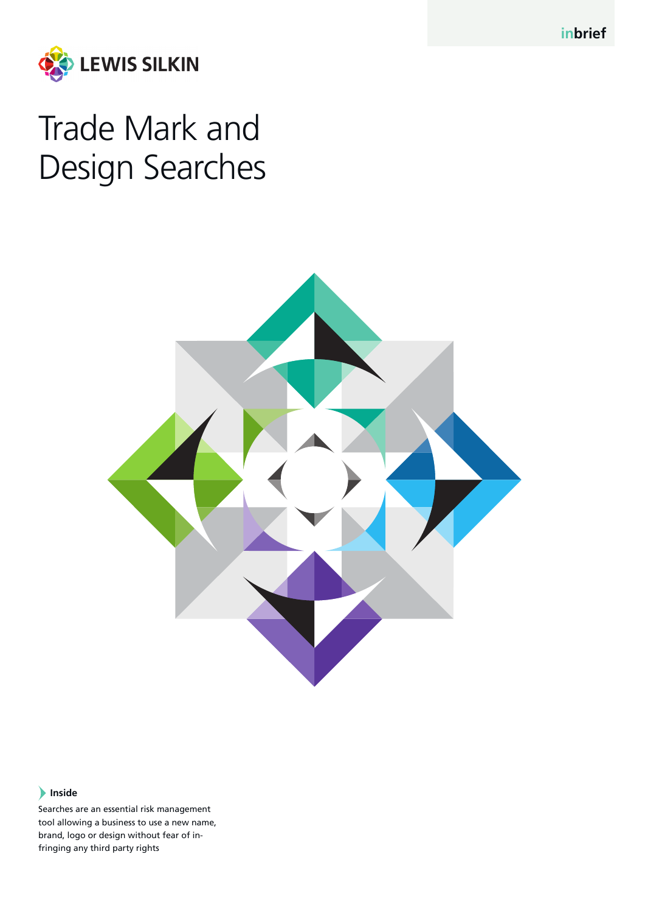inbrief

LEWIS SILKIN

# Trade Mark and Design Searches

**Inside**

Searches are an essential risk management tool allowing a business to use a new name, brand, logo or design without fear of infringing any third party rights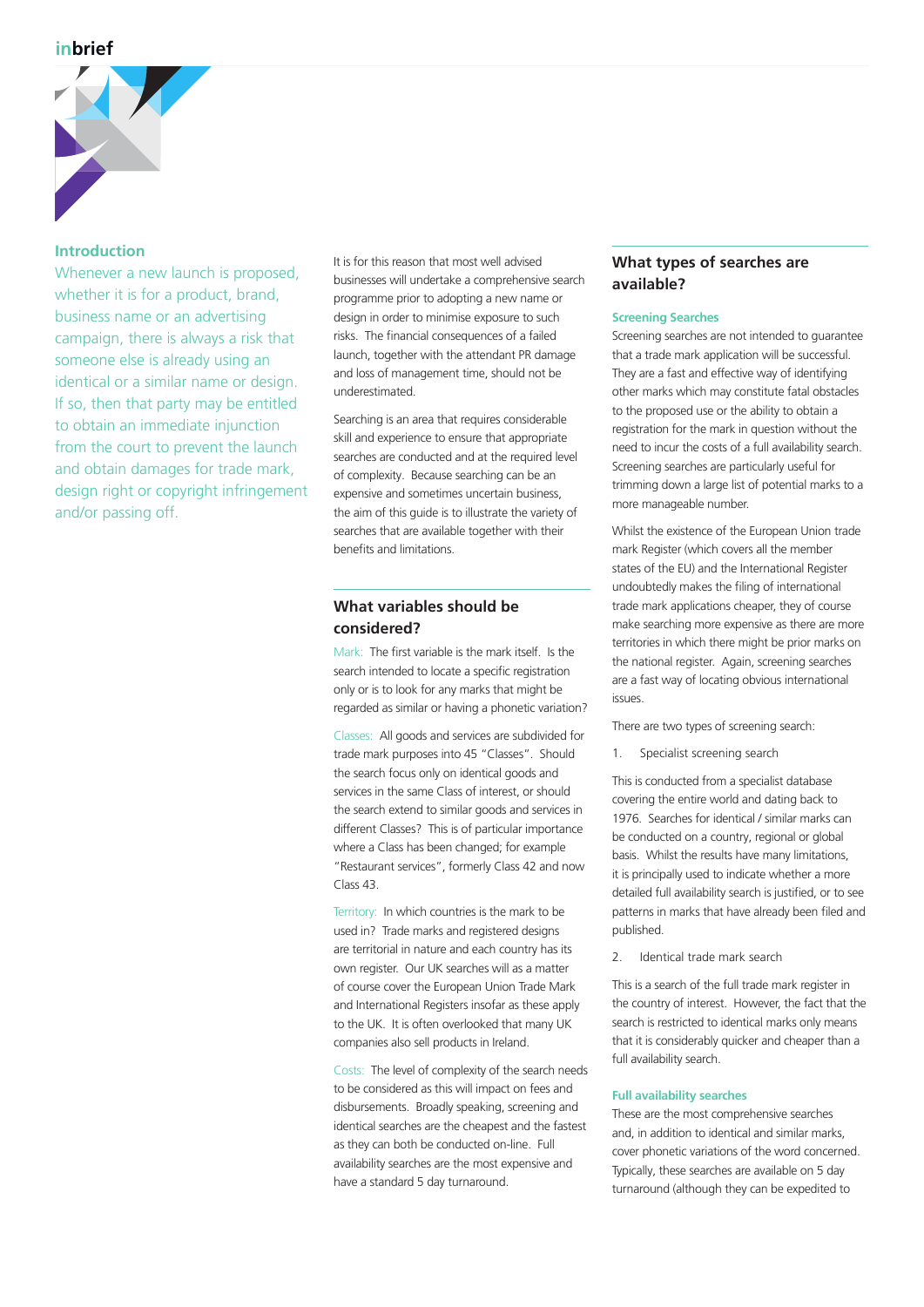## Introduction

Whenever a new launch is proposed, whether it is for a product, brand, business name or an advertising campaign, there is always a risk that someone else is already using an identical or a similar name or design. If so, then that party may be entitled to obtain an immediate injunction from the court to prevent the launch and obtain damages for trade mark, design right or copyright infringement and/or passing off.

It is for this reason that most well advised businesses will undertake a comprehensive search programme prior to adopting a new name or design in order to minimise exposure to such risks. The financial consequences of a failed launch, together with the attendant PR damage and loss of management time, should not be underestimated.

Searching is an area that requires considerable skill and experience to ensure that appropriate searches are conducted and at the required level of complexity. Because searching can be an expensive and sometimes uncertain business, the aim of this guide is to illustrate the variety of searches that are available together with their benefits and limitations.

## What variables should be considered?

Mark: The first variable is the mark itself. Is the search intended to locate a specific registration only or is to look for any marks that might be regarded as similar or having a phonetic variation?

Classes: All goods and services are subdivided for trade mark purposes into 45 "Classes". Should the search focus only on identical goods and services in the same Class of interest, or should the search extend to similar goods and services in different Classes? This is of particular importance where a Class has been changed; for example "Restaurant services", formerly Class 42 and now Class 43.

Territory: In which countries is the mark to be used in? Trade marks and registered designs are territorial in nature and each country has its own register. Our UK searches will as a matter of course cover the European Union Trade Mark and International Registers insofar as these apply to the UK. It is often overlooked that many UK companies also sell products in Ireland.

Costs: The level of complexity of the search needs to be considered as this will impact on fees and disbursements. Broadly speaking, screening and identical searches are the cheapest and the fastest as they can both be conducted on-line. Full availability searches are the most expensive and have a standard 5 day turnaround.

## What types of searches are available?

### Screening Searches

Screening searches are not intended to guarantee that a trade mark application will be successful. They are a fast and effective way of identifying other marks which may constitute fatal obstacles to the proposed use or the ability to obtain a registration for the mark in question without the need to incur the costs of a full availability search. Screening searches are particularly useful for trimming down a large list of potential marks to a more manageable number.

Whilst the existence of the European Union trade mark Register (which covers all the member states of the EU) and the International Register undoubtedly makes the filing of international trade mark applications cheaper, they of course make searching more expensive as there are more territories in which there might be prior marks on the national register. Again, screening searches are a fast way of locating obvious international issues.

There are two types of screening search:

1. Specialist screening search

This is conducted from a specialist database covering the entire world and dating back to 1976. Searches for identical / similar marks can be conducted on a country, regional or global basis. Whilst the results have many limitations, it is principally used to indicate whether a more detailed full availability search is justified, or to see patterns in marks that have already been filed and published.

2. Identical trade mark search

This is a search of the full trade mark register in the country of interest. However, the fact that the search is restricted to identical marks only means that it is considerably quicker and cheaper than a full availability search.

### Full availability searches

These are the most comprehensive searches and, in addition to identical and similar marks, cover phonetic variations of the word concerned. Typically, these searches are available on 5 day turnaround (although they can be expedited to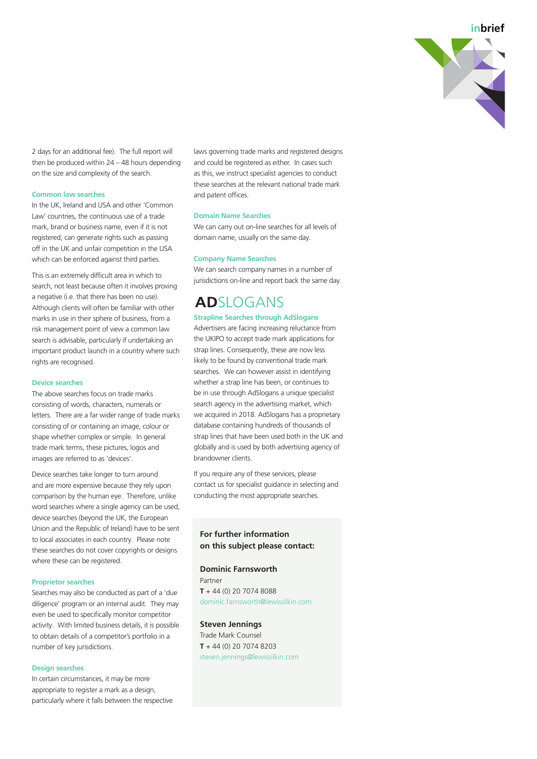2 days for an additional fee). The full report will then be produced within 24 – 48 hours depending on the size and complexity of the search.

### Common law searches

In the UK, Ireland and USA and other 'Common Law' countries, the continuous use of a trade mark, brand or business name, even if it is not registered, can generate rights such as passing off in the UK and unfair competition in the USA which can be enforced against third parties.

This is an extremely difficult area in which to search, not least because often it involves proving a negative (i.e. that there has been no use). Although clients will often be familiar with other marks in use in their sphere of business, from a risk management point of view a common law search is advisable, particularly if undertaking an important product launch in a country where such rights are recognised.

### Device searches

The above searches focus on trade marks consisting of words, characters, numerals or letters. There are a far wider range of trade marks consisting of or containing an image, colour or shape whether complex or simple. In general trade mark terms, these pictures, logos and images are referred to as 'devices'.

Device searches take longer to turn around and are more expensive because they rely upon comparison by the human eye. Therefore, unlike word searches where a single agency can be used, device searches (beyond the UK, the European Union and the Republic of Ireland) have to be sent to local associates in each country. Please note these searches do not cover copyrights or designs where these can be registered.

### Proprietor searches

Searches may also be conducted as part of a 'due diligence' program or an internal audit. They may even be used to specifically monitor competitor activity. With limited business details, it is possible to obtain details of a competitor's portfolio in a number of key jurisdictions.

### Design searches

In certain circumstances, it may be more appropriate to register a mark as a design, particularly where it falls between the respective laws governing trade marks and registered designs and could be registered as either. In cases such as this, we instruct specialist agencies to conduct these searches at the relevant national trade mark and patent offices.

### Domain Name Searches

We can carry out on-line searches for all levels of domain name, usually on the same day.

### Company Name Searches

We can search company names in a number of jurisdictions on-line and report back the same day.

## **AD**SLOGANS

### Strapline Searches through AdSlogans

Advertisers are facing increasing reluctance from the UKIPO to accept trade mark applications for strap lines. Consequently, these are now less likely to be found by conventional trade mark searches. We can however assist in identifying whether a strap line has been, or continues to be in use through AdSlogans a unique specialist search agency in the advertising market, which we acquired in 2018. AdSlogans has a proprietary database containing hundreds of thousands of strap lines that have been used both in the UK and globally and is used by both advertising agency of brandowner clients.

If you require any of these services, please contact us for specialist guidance in selecting and conducting the most appropriate searches.

**For further information on this subject please contact:**

**Dominic Farnsworth**
Partner
**T** + 44 (0) 20 7074 8088
dominic.farnsworth@lewissilkin.com

**Steven Jennings**
Trade Mark Counsel
**T** + 44 (0) 20 7074 8203
steven.jennings@lewissilkin.com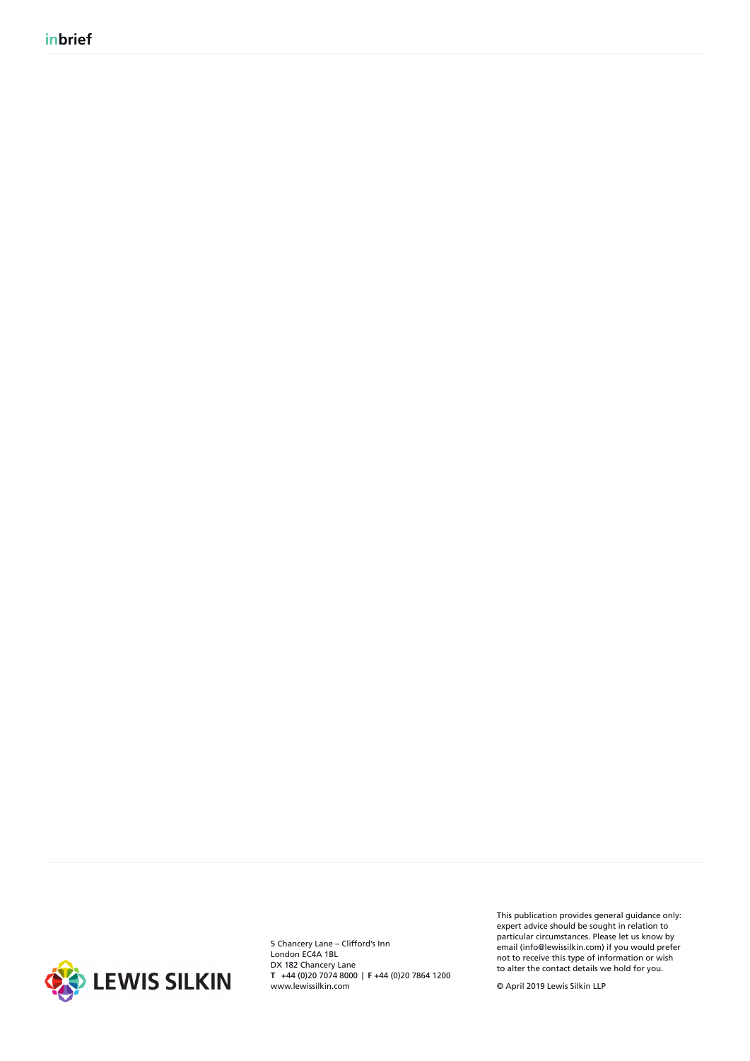LEWIS SILKIN

5 Chancery Lane – Clifford's Inn
London EC4A 1BL
DX 182 Chancery Lane
**T** +44 (0)20 7074 8000 | **F** +44 (0)20 7864 1200
www.lewissilkin.com

This publication provides general guidance only: expert advice should be sought in relation to particular circumstances. Please let us know by email (info@lewissilkin.com) if you would prefer not to receive this type of information or wish to alter the contact details we hold for you.

© April 2019 Lewis Silkin LLP